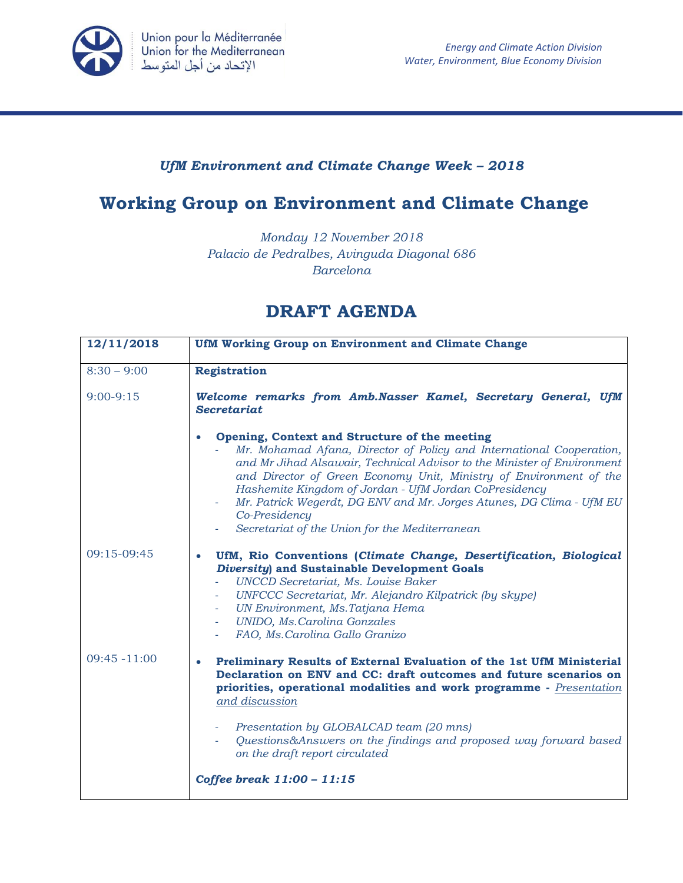Union pour la Méditerranée
Union for the Mediterranean
الإتحاد من أجل المتوسط

*Energy and Climate Action Division*
*Water, Environment, Blue Economy Division*

*UfM Environment and Climate Change Week – 2018*

# Working Group on Environment and Climate Change

*Monday 12 November 2018*
*Palacio de Pedralbes, Avinguda Diagonal 686*
*Barcelona*

# DRAFT AGENDA

| 12/11/2018 | UfM Working Group on Environment and Climate Change |
|---|---|
| 8:30 – 9:00 | **Registration** |
| 9:00-9:15 | ***Welcome remarks from Amb.Nasser Kamel, Secretary General, UfM Secretariat*** <br><br> • **Opening, Context and Structure of the meeting** <br> - *Mr. Mohamad Afana, Director of Policy and International Cooperation, and Mr Jihad Alsawair, Technical Advisor to the Minister of Environment and Director of Green Economy Unit, Ministry of Environment of the Hashemite Kingdom of Jordan - UfM Jordan CoPresidency* <br> - *Mr. Patrick Wegerdt, DG ENV and Mr. Jorges Atunes, DG Clima - UfM EU Co-Presidency* <br> - *Secretariat of the Union for the Mediterranean* |
| 09:15-09:45 | • **UfM, Rio Conventions (*Climate Change, Desertification, Biological Diversity*) and Sustainable Development Goals** <br> - *UNCCD Secretariat, Ms. Louise Baker* <br> - *UNFCCC Secretariat, Mr. Alejandro Kilpatrick (by skype)* <br> - *UN Environment, Ms.Tatjana Hema* <br> - *UNIDO, Ms.Carolina Gonzales* <br> - *FAO, Ms.Carolina Gallo Granizo* |
| 09:45 -11:00 | • **Preliminary Results of External Evaluation of the 1st UfM Ministerial Declaration on ENV and CC: draft outcomes and future scenarios on priorities, operational modalities and work programme -** <u>*Presentation and discussion*</u> <br><br> - *Presentation by GLOBALCAD team (20 mns)* <br> - *Questions&Answers on the findings and proposed way forward based on the draft report circulated* <br><br> ***Coffee break 11:00 – 11:15*** |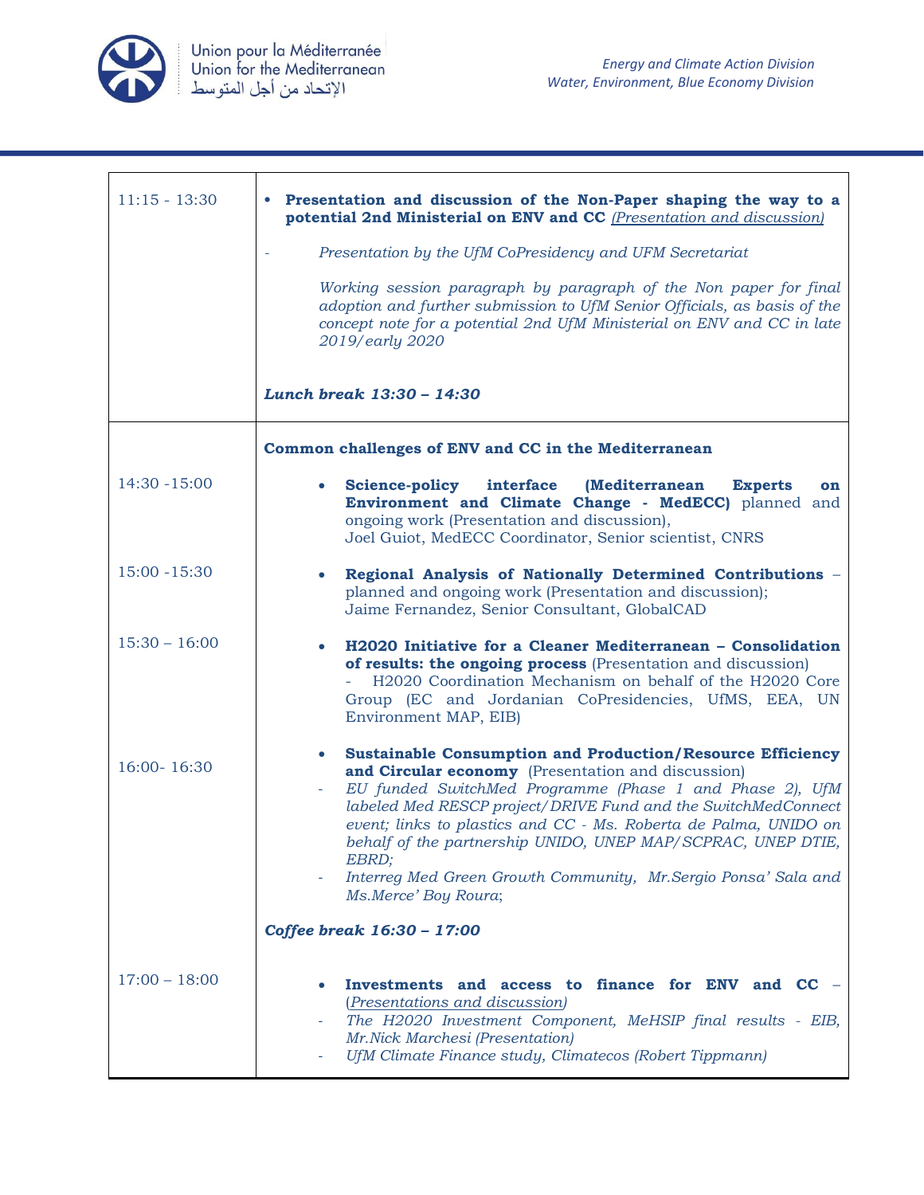| | |
|---|---|
| 11:15 - 13:30 | • **Presentation and discussion of the Non-Paper shaping the way to a potential 2nd Ministerial on ENV and CC** *(Presentation and discussion)*<br><br>- *Presentation by the UfM CoPresidency and UFM Secretariat*<br><br>*Working session paragraph by paragraph of the Non paper for final adoption and further submission to UfM Senior Officials, as basis of the concept note for a potential 2nd UfM Ministerial on ENV and CC in late 2019/early 2020*<br><br>***Lunch break 13:30 – 14:30*** |
| | **Common challenges of ENV and CC in the Mediterranean** |
| 14:30 -15:00 | • **Science-policy interface (Mediterranean Experts on Environment and Climate Change - MedECC)** planned and ongoing work (Presentation and discussion), Joel Guiot, MedECC Coordinator, Senior scientist, CNRS |
| 15:00 -15:30 | • **Regional Analysis of Nationally Determined Contributions** – planned and ongoing work (Presentation and discussion); Jaime Fernandez, Senior Consultant, GlobalCAD |
| 15:30 – 16:00 | • **H2020 Initiative for a Cleaner Mediterranean – Consolidation of results: the ongoing process** (Presentation and discussion)<br>- H2020 Coordination Mechanism on behalf of the H2020 Core Group (EC and Jordanian CoPresidencies, UfMS, EEA, UN Environment MAP, EIB) |
| 16:00- 16:30 | • **Sustainable Consumption and Production/Resource Efficiency and Circular economy** (Presentation and discussion)<br>- *EU funded SwitchMed Programme (Phase 1 and Phase 2), UfM labeled Med RESCP project/DRIVE Fund and the SwitchMedConnect event; links to plastics and CC - Ms. Roberta de Palma, UNIDO on behalf of the partnership UNIDO, UNEP MAP/SCPRAC, UNEP DTIE, EBRD;*<br>- *Interreg Med Green Growth Community, Mr.Sergio Ponsa' Sala and Ms.Merce' Boy Roura*;<br><br>***Coffee break 16:30 – 17:00*** |
| 17:00 – 18:00 | • **Investments and access to finance for ENV and CC** – *(Presentations and discussion)*<br>- *The H2020 Investment Component, MeHSIP final results - EIB, Mr.Nick Marchesi (Presentation)*<br>- *UfM Climate Finance study, Climatecos (Robert Tippmann)* |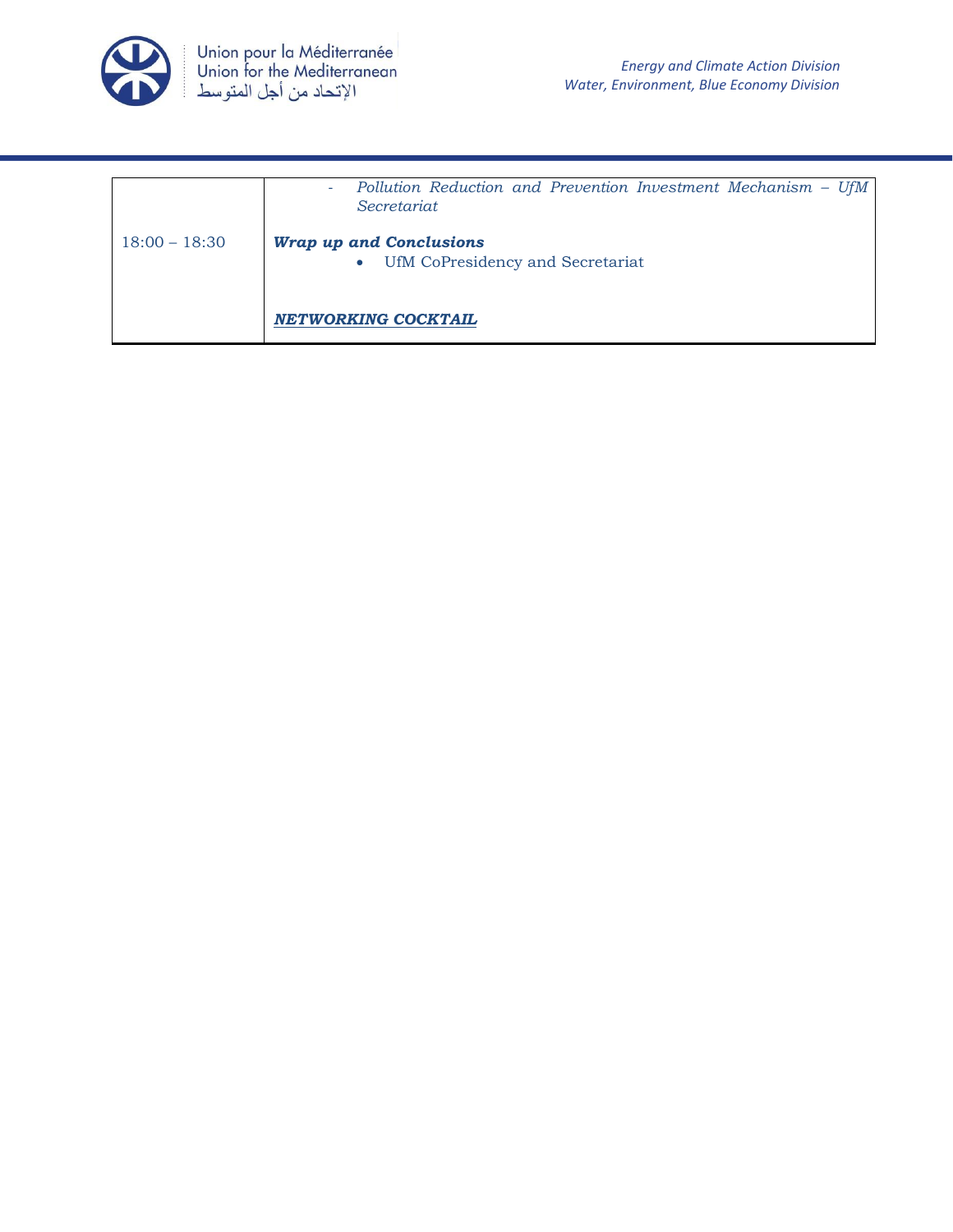| | |
|---|---|
| | - *Pollution Reduction and Prevention Investment Mechanism – UfM Secretariat* |
| 18:00 – 18:30 | ***Wrap up and Conclusions*** <br> • UfM CoPresidency and Secretariat <br><br> ***NETWORKING COCKTAIL*** |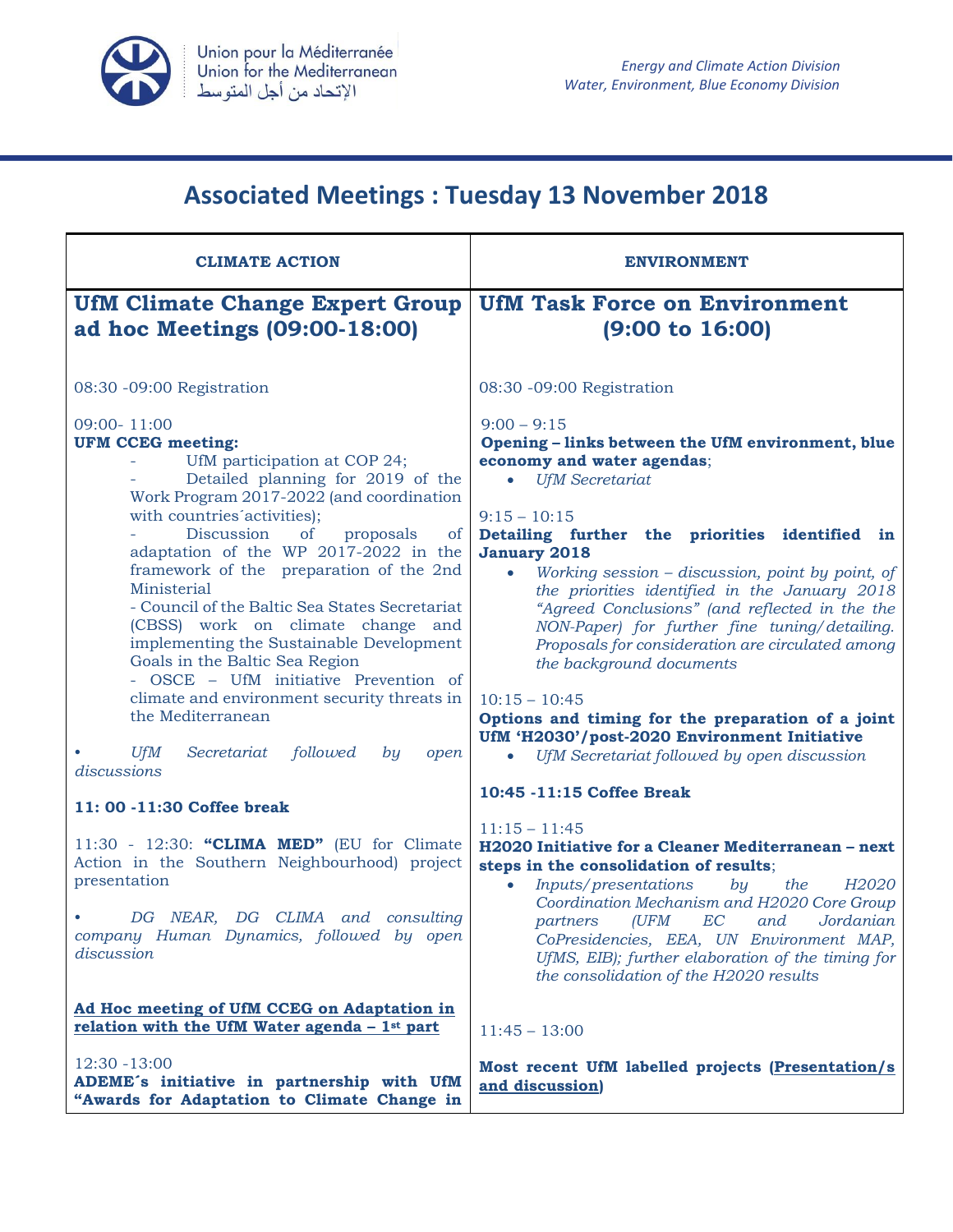Union pour la Méditerranée
Union for the Mediterranean
الإتحاد من أجل المتوسط

*Energy and Climate Action Division*
*Water, Environment, Blue Economy Division*

# Associated Meetings : Tuesday 13 November 2018

| CLIMATE ACTION | ENVIRONMENT |
|---|---|
| **UfM Climate Change Expert Group ad hoc Meetings (09:00-18:00)**<br><br>08:30 -09:00 Registration<br><br>09:00- 11:00<br>**UFM CCEG meeting:**<br>- UfM participation at COP 24;<br>- Detailed planning for 2019 of the Work Program 2017-2022 (and coordination with countries´activities);<br>- Discussion of proposals of adaptation of the WP 2017-2022 in the framework of the preparation of the 2nd Ministerial<br>- Council of the Baltic Sea States Secretariat (CBSS) work on climate change and implementing the Sustainable Development Goals in the Baltic Sea Region<br>- OSCE – UfM initiative Prevention of climate and environment security threats in the Mediterranean<br><br>• *UfM Secretariat followed by open discussions*<br><br>**11: 00 -11:30 Coffee break**<br><br>11:30 - 12:30: **"CLIMA MED"** (EU for Climate Action in the Southern Neighbourhood) project presentation<br><br>• *DG NEAR, DG CLIMA and consulting company Human Dynamics, followed by open discussion*<br><br>**Ad Hoc meeting of UfM CCEG on Adaptation in relation with the UfM Water agenda – 1st part**<br><br>12:30 -13:00<br>**ADEME´s initiative in partnership with UfM "Awards for Adaptation to Climate Change in** | **UfM Task Force on Environment (9:00 to 16:00)**<br><br>08:30 -09:00 Registration<br><br>9:00 – 9:15<br>**Opening – links between the UfM environment, blue economy and water agendas**;<br>• *UfM Secretariat*<br><br>9:15 – 10:15<br>**Detailing further the priorities identified in January 2018**<br>• *Working session – discussion, point by point, of the priorities identified in the January 2018 "Agreed Conclusions" (and reflected in the the NON-Paper) for further fine tuning/detailing. Proposals for consideration are circulated among the background documents*<br><br>10:15 – 10:45<br>**Options and timing for the preparation of a joint UfM 'H2030'/post-2020 Environment Initiative**<br>• *UfM Secretariat followed by open discussion*<br><br>**10:45 -11:15 Coffee Break**<br><br>11:15 – 11:45<br>**H2020 Initiative for a Cleaner Mediterranean – next steps in the consolidation of results**;<br>• *Inputs/presentations by the H2020 Coordination Mechanism and H2020 Core Group partners (UFM EC and Jordanian CoPresidencies, EEA, UN Environment MAP, UfMS, EIB); further elaboration of the timing for the consolidation of the H2020 results*<br><br>11:45 – 13:00<br><br>**Most recent UfM labelled projects (Presentation/s and discussion)** |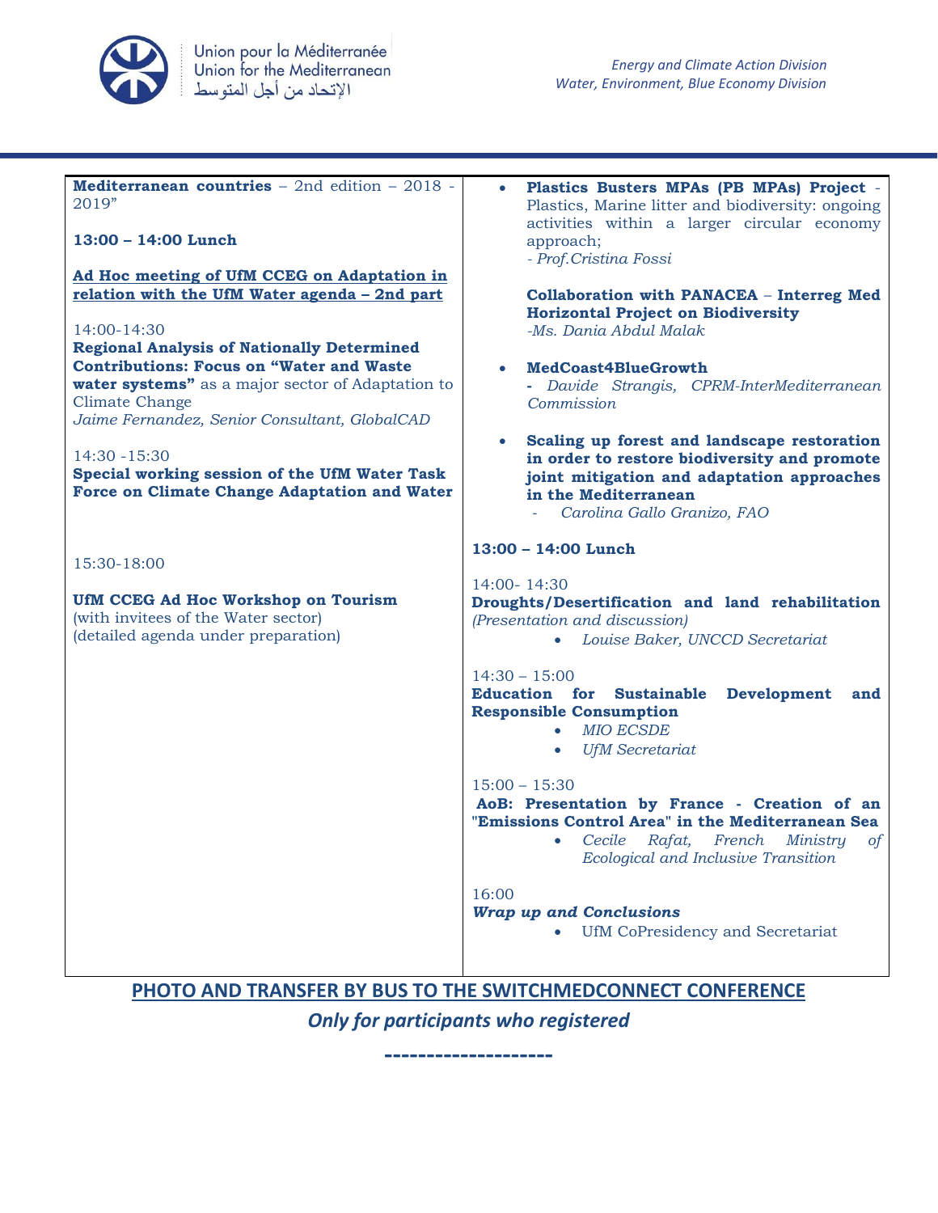**Mediterranean countries** – 2nd edition – 2018 - 2019"

**13:00 – 14:00 Lunch**

**Ad Hoc meeting of UfM CCEG on Adaptation in relation with the UfM Water agenda – 2nd part**

14:00-14:30
**Regional Analysis of Nationally Determined Contributions: Focus on "Water and Waste water systems"** as a major sector of Adaptation to Climate Change
*Jaime Fernandez, Senior Consultant, GlobalCAD*

14:30 -15:30
**Special working session of the UfM Water Task Force on Climate Change Adaptation and Water**

15:30-18:00

**UfM CCEG Ad Hoc Workshop on Tourism**
(with invitees of the Water sector)
(detailed agenda under preparation)

- **Plastics Busters MPAs (PB MPAs) Project** - Plastics, Marine litter and biodiversity: ongoing activities within a larger circular economy approach;
  *- Prof.Cristina Fossi*

  **Collaboration with PANACEA** – **Interreg Med Horizontal Project on Biodiversity**
  *-Ms. Dania Abdul Malak*

- **MedCoast4BlueGrowth**
  **-** *Davide Strangis, CPRM-InterMediterranean Commission*

- **Scaling up forest and landscape restoration in order to restore biodiversity and promote joint mitigation and adaptation approaches in the Mediterranean**
  - *Carolina Gallo Granizo, FAO*

**13:00 – 14:00 Lunch**

14:00- 14:30
**Droughts/Desertification and land rehabilitation**
*(Presentation and discussion)*
- *Louise Baker, UNCCD Secretariat*

14:30 – 15:00
**Education for Sustainable Development and Responsible Consumption**
- *MIO ECSDE*
- *UfM Secretariat*

15:00 – 15:30
**AoB: Presentation by France - Creation of an "Emissions Control Area" in the Mediterranean Sea**
- *Cecile Rafat, French Ministry of Ecological and Inclusive Transition*

16:00
***Wrap up and Conclusions***
- UfM CoPresidency and Secretariat

**PHOTO AND TRANSFER BY BUS TO THE SWITCHMEDCONNECT CONFERENCE**

***Only for participants who registered***

**-------------------**